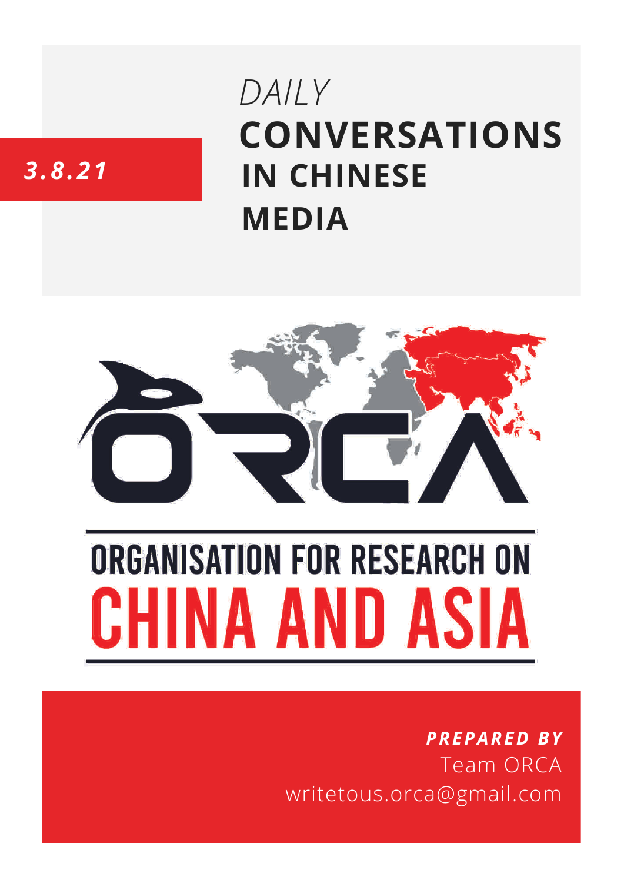3.8.21

# *DAILY* CONVERSATIONS IN CHINESE MEDIA

ORGANISATION FOR RESEARCH ON CHINA AND ASIA

***PREPARED BY***
Team ORCA
writetous.orca@gmail.com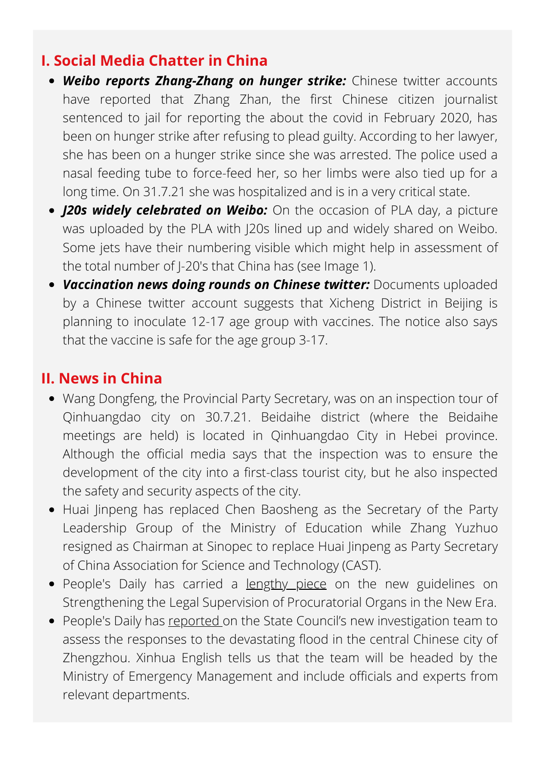## I. Social Media Chatter in China

- ***Weibo reports Zhang-Zhang on hunger strike:*** Chinese twitter accounts have reported that Zhang Zhan, the first Chinese citizen journalist sentenced to jail for reporting the about the covid in February 2020, has been on hunger strike after refusing to plead guilty. According to her lawyer, she has been on a hunger strike since she was arrested. The police used a nasal feeding tube to force-feed her, so her limbs were also tied up for a long time. On 31.7.21 she was hospitalized and is in a very critical state.
- ***J20s widely celebrated on Weibo:*** On the occasion of PLA day, a picture was uploaded by the PLA with J20s lined up and widely shared on Weibo. Some jets have their numbering visible which might help in assessment of the total number of J-20's that China has (see Image 1).
- ***Vaccination news doing rounds on Chinese twitter:*** Documents uploaded by a Chinese twitter account suggests that Xicheng District in Beijing is planning to inoculate 12-17 age group with vaccines. The notice also says that the vaccine is safe for the age group 3-17.

## II. News in China

- Wang Dongfeng, the Provincial Party Secretary, was on an inspection tour of Qinhuangdao city on 30.7.21. Beidaihe district (where the Beidaihe meetings are held) is located in Qinhuangdao City in Hebei province. Although the official media says that the inspection was to ensure the development of the city into a first-class tourist city, but he also inspected the safety and security aspects of the city.
- Huai Jinpeng has replaced Chen Baosheng as the Secretary of the Party Leadership Group of the Ministry of Education while Zhang Yuzhuo resigned as Chairman at Sinopec to replace Huai Jinpeng as Party Secretary of China Association for Science and Technology (CAST).
- People's Daily has carried a lengthy piece on the new guidelines on Strengthening the Legal Supervision of Procuratorial Organs in the New Era.
- People's Daily has reported on the State Council's new investigation team to assess the responses to the devastating flood in the central Chinese city of Zhengzhou. Xinhua English tells us that the team will be headed by the Ministry of Emergency Management and include officials and experts from relevant departments.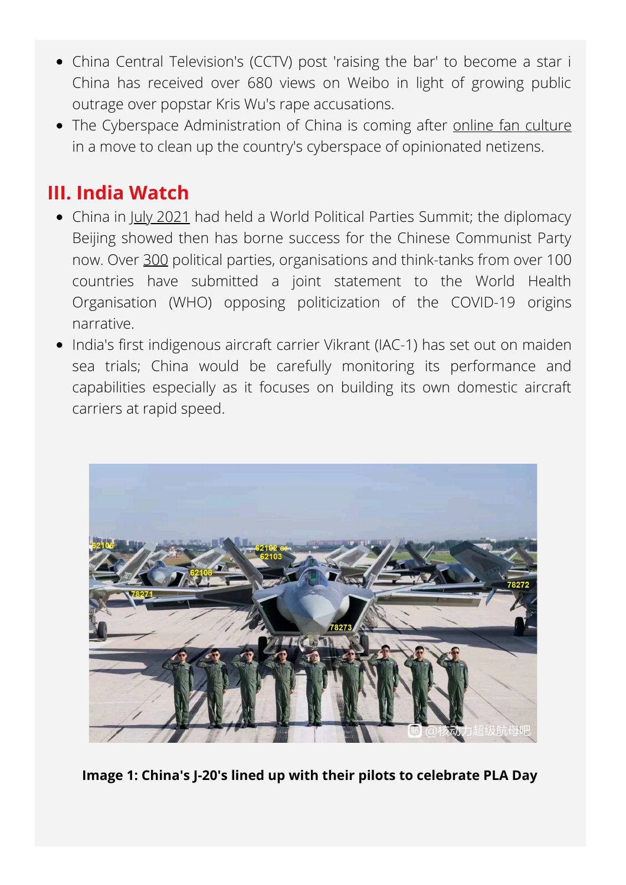- China Central Television's (CCTV) post 'raising the bar' to become a star i China has received over 680 views on Weibo in light of growing public outrage over popstar Kris Wu's rape accusations.
- The Cyberspace Administration of China is coming after online fan culture in a move to clean up the country's cyberspace of opinionated netizens.

## III. India Watch

- China in July 2021 had held a World Political Parties Summit; the diplomacy Beijing showed then has borne success for the Chinese Communist Party now. Over 300 political parties, organisations and think-tanks from over 100 countries have submitted a joint statement to the World Health Organisation (WHO) opposing politicization of the COVID-19 origins narrative.
- India's first indigenous aircraft carrier Vikrant (IAC-1) has set out on maiden sea trials; China would be carefully monitoring its performance and capabilities especially as it focuses on building its own domestic aircraft carriers at rapid speed.

**Image 1: China's J-20's lined up with their pilots to celebrate PLA Day**